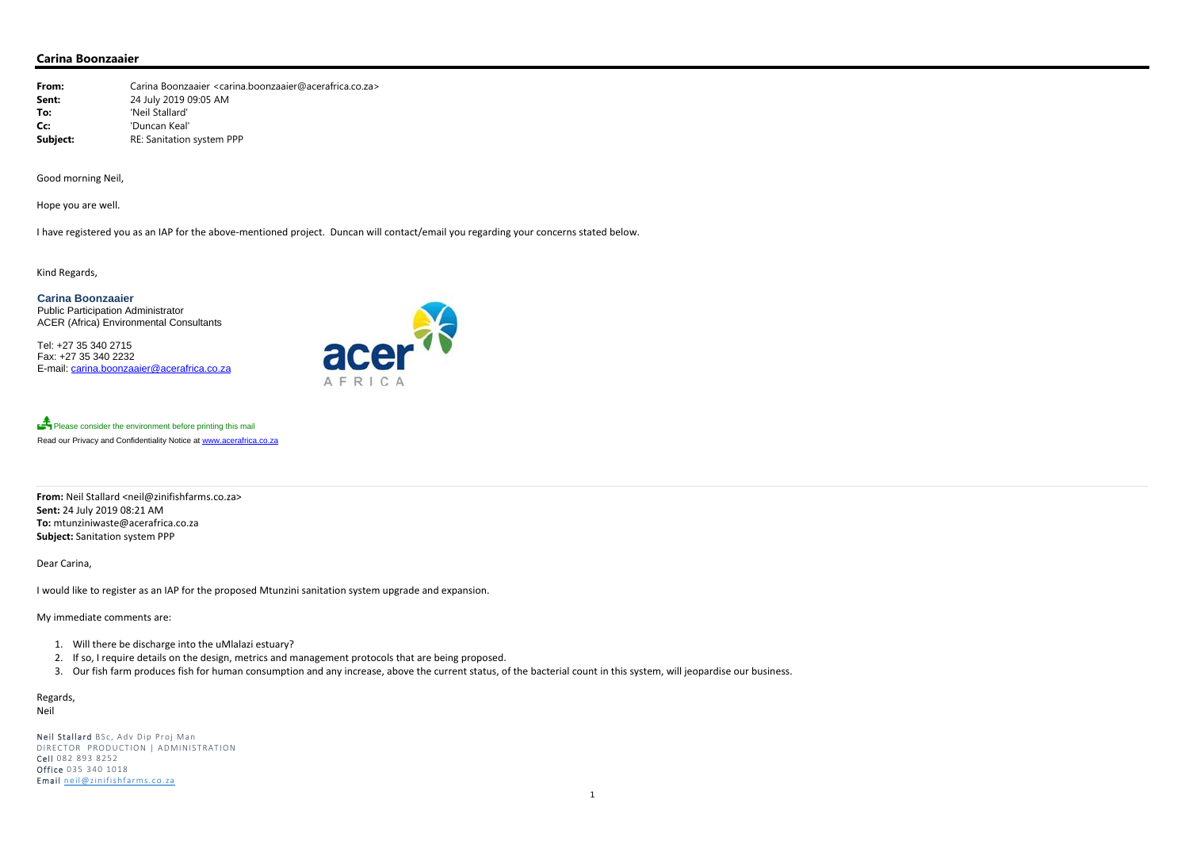# Carina Boonzaaier

| | |
|---|---|
| **From:** | Carina Boonzaaier <carina.boonzaaier@acerafrica.co.za> |
| **Sent:** | 24 July 2019 09:05 AM |
| **To:** | 'Neil Stallard' |
| **Cc:** | 'Duncan Keal' |
| **Subject:** | RE: Sanitation system PPP |

Good morning Neil,

Hope you are well.

I have registered you as an IAP for the above-mentioned project. Duncan will contact/email you regarding your concerns stated below.

Kind Regards,

**Carina Boonzaaier**
Public Participation Administrator
ACER (Africa) Environmental Consultants

Tel: +27 35 340 2715
Fax: +27 35 340 2232
E-mail: carina.boonzaaier@acerafrica.co.za

Please consider the environment before printing this mail
Read our Privacy and Confidentiality Notice at www.acerafrica.co.za

---

**From:** Neil Stallard <neil@zinifishfarms.co.za>
**Sent:** 24 July 2019 08:21 AM
**To:** mtunziniwaste@acerafrica.co.za
**Subject:** Sanitation system PPP

Dear Carina,

I would like to register as an IAP for the proposed Mtunzini sanitation system upgrade and expansion.

My immediate comments are:

1. Will there be discharge into the uMlalazi estuary?
2. If so, I require details on the design, metrics and management protocols that are being proposed.
3. Our fish farm produces fish for human consumption and any increase, above the current status, of the bacterial count in this system, will jeopardise our business.

Regards,
Neil

Neil Stallard BSc, Adv Dip Proj Man
DIRECTOR PRODUCTION | ADMINISTRATION
Cell 082 893 8252
Office 035 340 1018
Email neil@zinifishfarms.co.za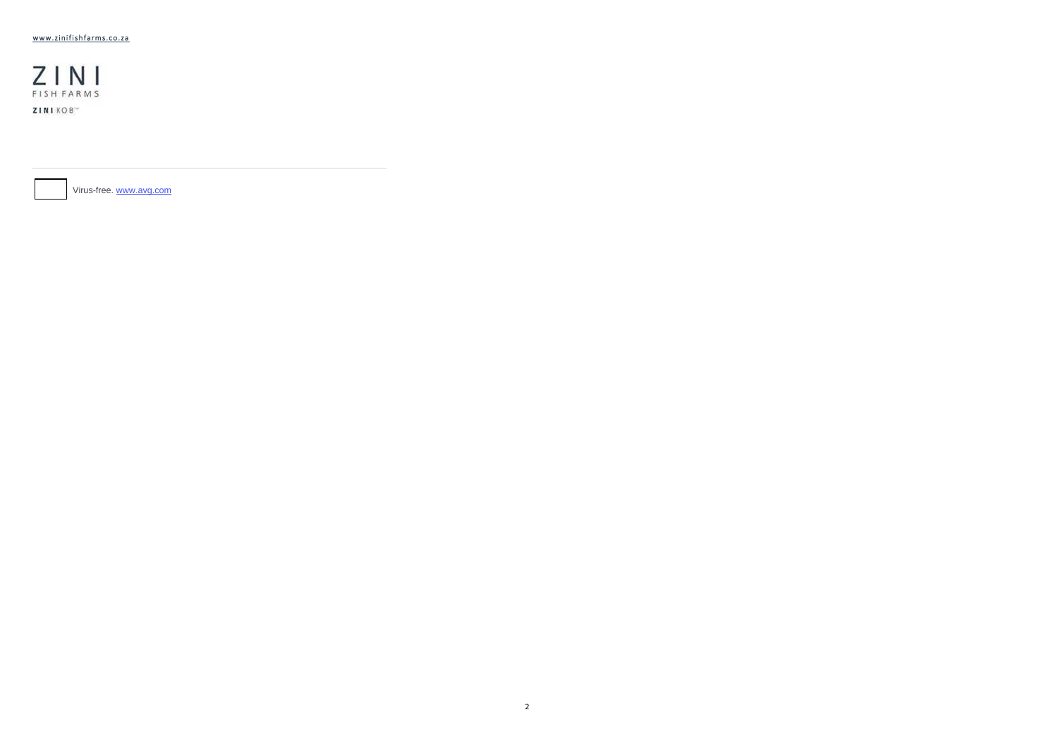www.zinifishfarms.co.za

ZINI
FISH FARMS

ZINI KOB™

---

Virus-free. www.avg.com